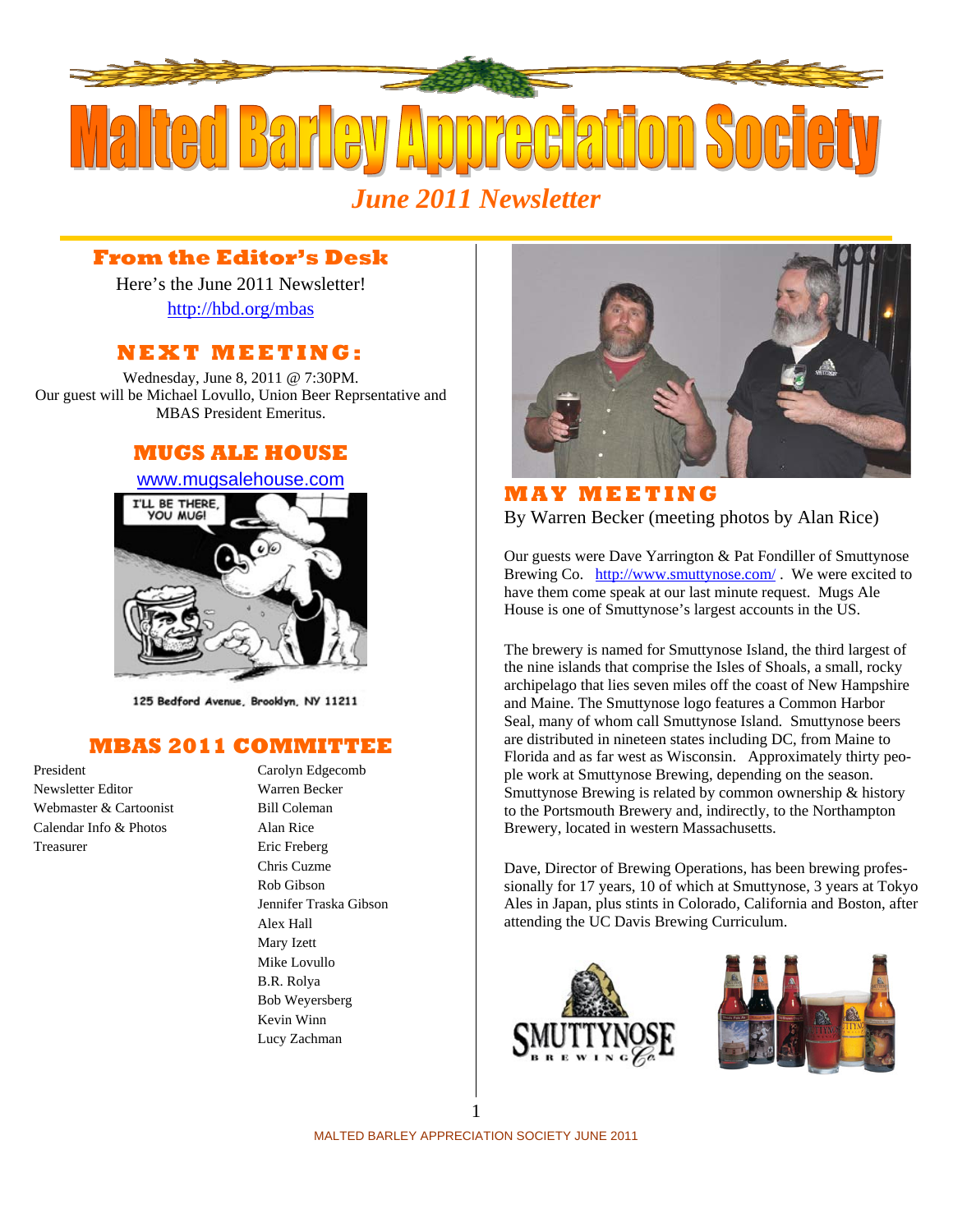# Malted Barley Appreciation Society

*June 2011 Newsletter*

## From the Editor's Desk

Here's the June 2011 Newsletter!

http://hbd.org/mbas

## NEXT MEETING:

Wednesday, June 8, 2011 @ 7:30PM.
Our guest will be Michael Lovullo, Union Beer Reprsentative and MBAS President Emeritus.

## MUGS ALE HOUSE

www.mugsalehouse.com

125 Bedford Avenue, Brooklyn, NY 11211

## MBAS 2011 COMMITTEE

| | |
|---|---|
| President | Carolyn Edgecomb |
| Newsletter Editor | Warren Becker |
| Webmaster & Cartoonist | Bill Coleman |
| Calendar Info & Photos | Alan Rice |
| Treasurer | Eric Freberg |
| | Chris Cuzme |
| | Rob Gibson |
| | Jennifer Traska Gibson |
| | Alex Hall |
| | Mary Izett |
| | Mike Lovullo |
| | B.R. Rolya |
| | Bob Weyersberg |
| | Kevin Winn |
| | Lucy Zachman |

## MAY MEETING

By Warren Becker (meeting photos by Alan Rice)

Our guests were Dave Yarrington & Pat Fondiller of Smuttynose Brewing Co. http://www.smuttynose.com/ . We were excited to have them come speak at our last minute request. Mugs Ale House is one of Smuttynose's largest accounts in the US.

The brewery is named for Smuttynose Island, the third largest of the nine islands that comprise the Isles of Shoals, a small, rocky archipelago that lies seven miles off the coast of New Hampshire and Maine. The Smuttynose logo features a Common Harbor Seal, many of whom call Smuttynose Island. Smuttynose beers are distributed in nineteen states including DC, from Maine to Florida and as far west as Wisconsin. Approximately thirty people work at Smuttynose Brewing, depending on the season. Smuttynose Brewing is related by common ownership & history to the Portsmouth Brewery and, indirectly, to the Northampton Brewery, located in western Massachusetts.

Dave, Director of Brewing Operations, has been brewing professionally for 17 years, 10 of which at Smuttynose, 3 years at Tokyo Ales in Japan, plus stints in Colorado, California and Boston, after attending the UC Davis Brewing Curriculum.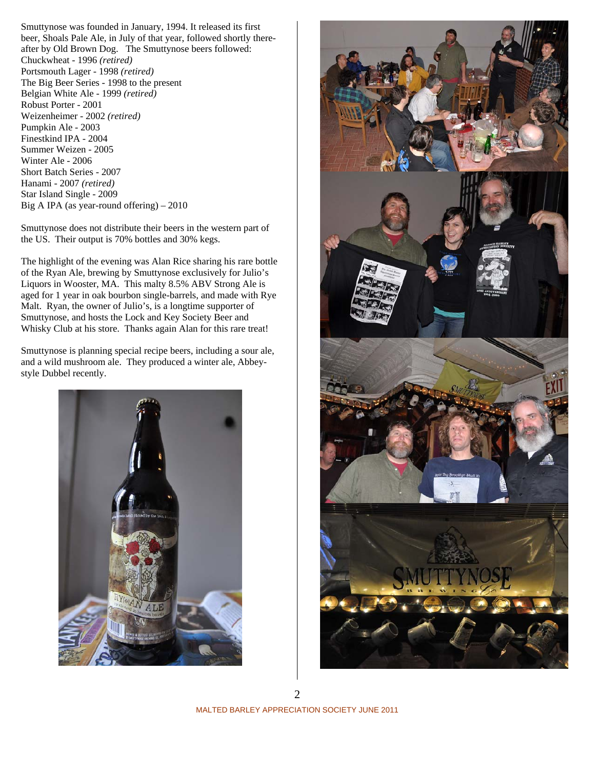Smuttynose was founded in January, 1994. It released its first beer, Shoals Pale Ale, in July of that year, followed shortly thereafter by Old Brown Dog. The Smuttynose beers followed:

Chuckwheat - 1996 *(retired)*
Portsmouth Lager - 1998 *(retired)*
The Big Beer Series - 1998 to the present
Belgian White Ale - 1999 *(retired)*
Robust Porter - 2001
Weizenheimer - 2002 *(retired)*
Pumpkin Ale - 2003
Finestkind IPA - 2004
Summer Weizen - 2005
Winter Ale - 2006
Short Batch Series - 2007
Hanami - 2007 *(retired)*
Star Island Single - 2009
Big A IPA (as year-round offering) – 2010

Smuttynose does not distribute their beers in the western part of the US. Their output is 70% bottles and 30% kegs.

The highlight of the evening was Alan Rice sharing his rare bottle of the Ryan Ale, brewing by Smuttynose exclusively for Julio's Liquors in Wooster, MA. This malty 8.5% ABV Strong Ale is aged for 1 year in oak bourbon single-barrels, and made with Rye Malt. Ryan, the owner of Julio's, is a longtime supporter of Smuttynose, and hosts the Lock and Key Society Beer and Whisky Club at his store. Thanks again Alan for this rare treat!

Smuttynose is planning special recipe beers, including a sour ale, and a wild mushroom ale. They produced a winter ale, Abbey-style Dubbel recently.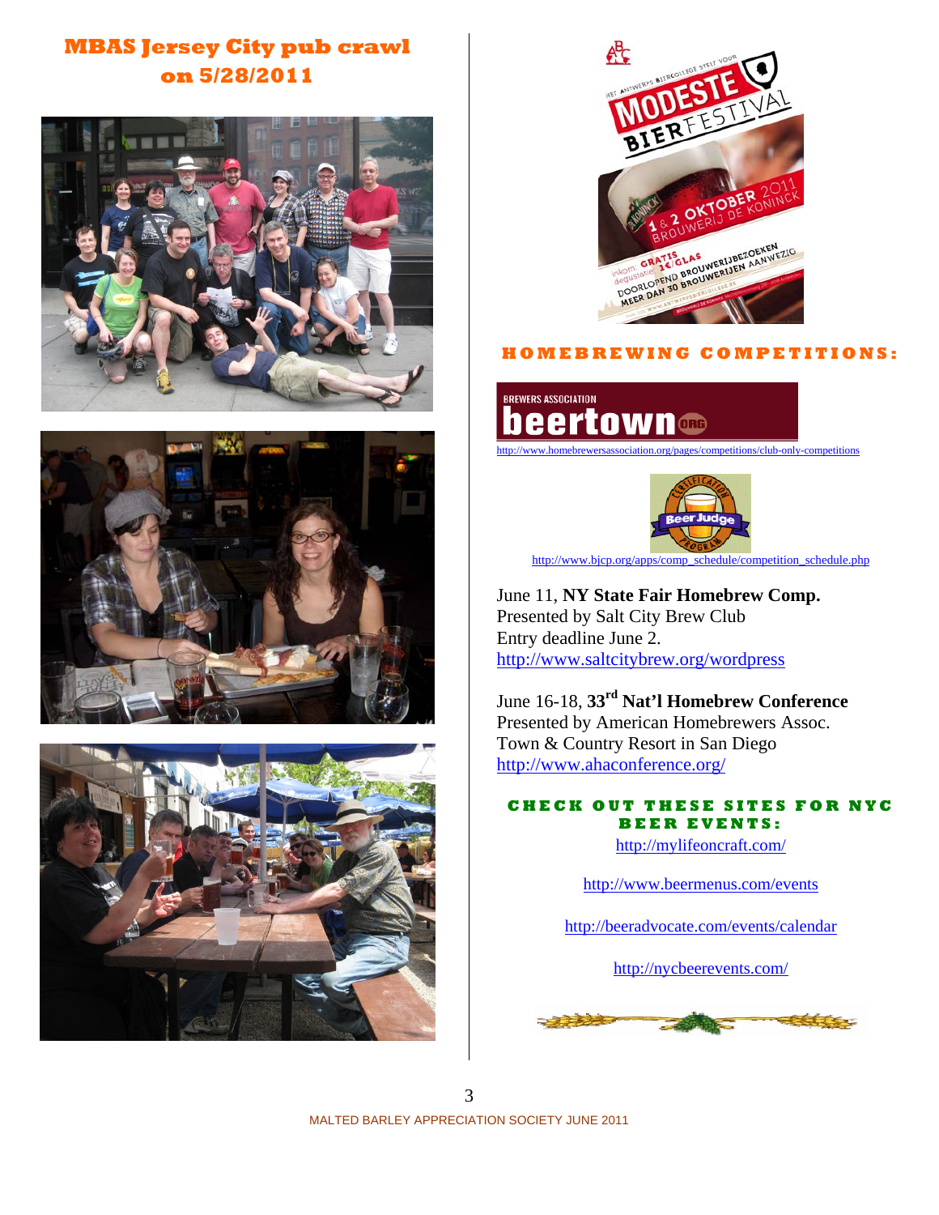## MBAS Jersey City pub crawl on 5/28/2011

### HOMEBREWING COMPETITIONS:

http://www.homebrewersassociation.org/pages/competitions/club-only-competitions

http://www.bjcp.org/apps/comp_schedule/competition_schedule.php

June 11, **NY State Fair Homebrew Comp.**
Presented by Salt City Brew Club
Entry deadline June 2.
http://www.saltcitybrew.org/wordpress

June 16-18, **33rd Nat'l Homebrew Conference**
Presented by American Homebrewers Assoc.
Town & Country Resort in San Diego
http://www.ahaconference.org/

### CHECK OUT THESE SITES FOR NYC BEER EVENTS:

http://mylifeoncraft.com/

http://www.beermenus.com/events

http://beeradvocate.com/events/calendar

http://nycbeerevents.com/